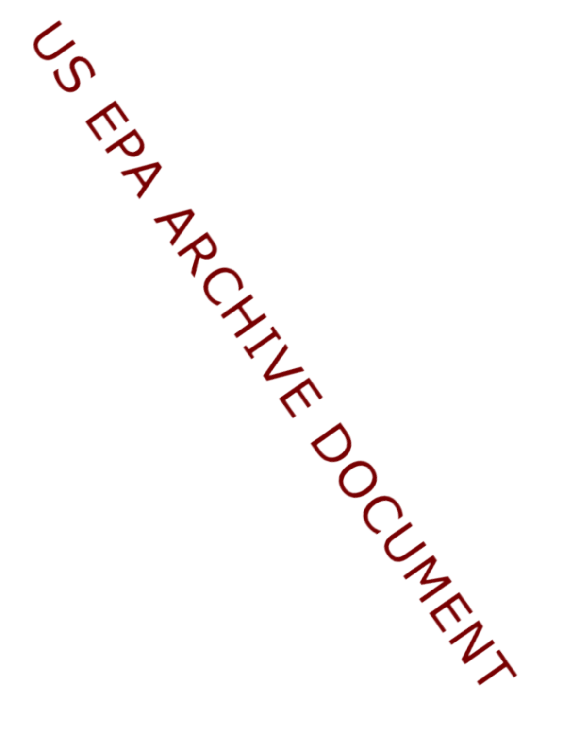US EPA ARCHIVE DOCUMENT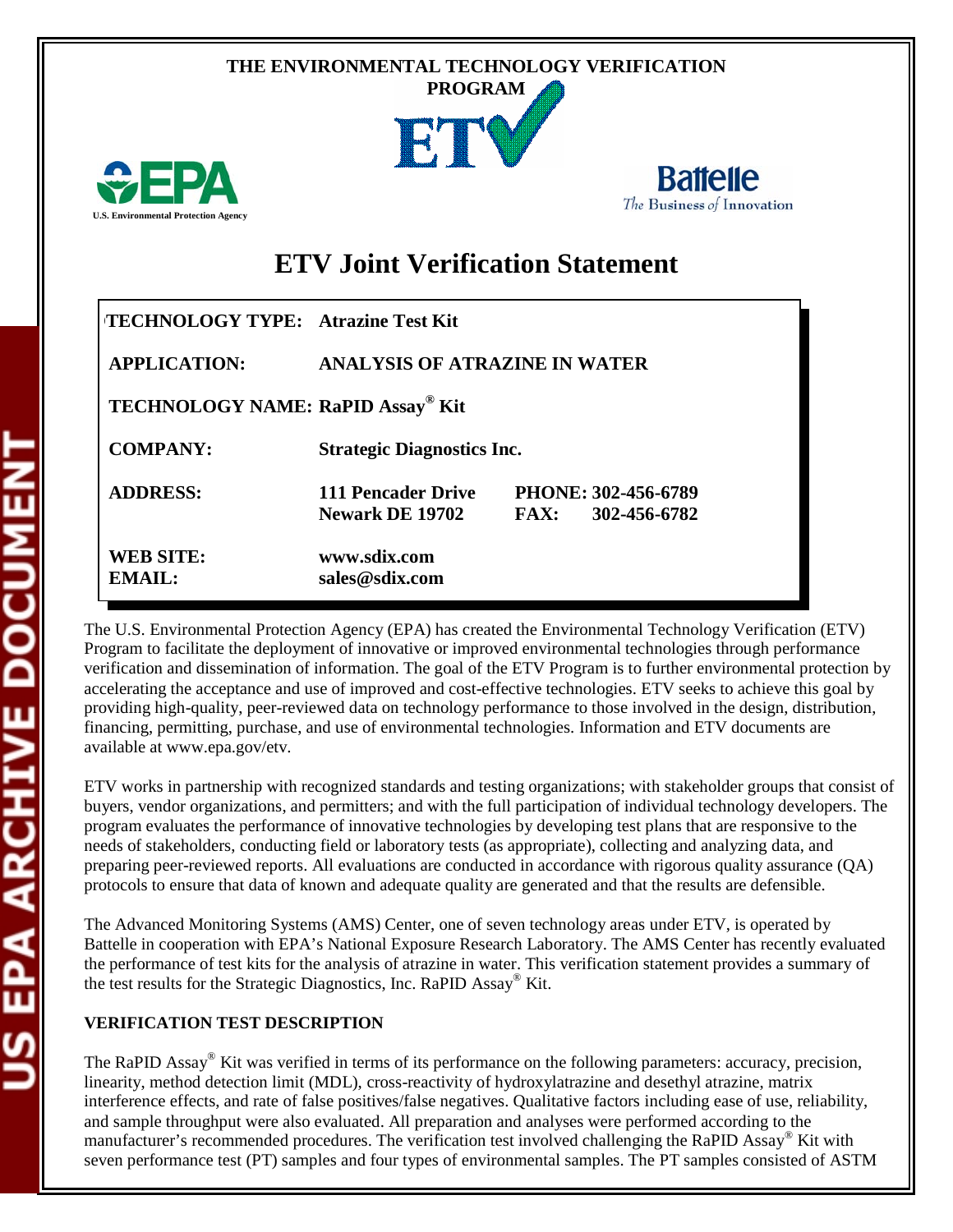THE ENVIRONMENTAL TECHNOLOGY VERIFICATION PROGRAM

U.S. Environmental Protection Agency

Battelle
*The Business of Innovation*

# ETV Joint Verification Statement

| | |
|---|---|
| **TECHNOLOGY TYPE:** | **Atrazine Test Kit** |
| **APPLICATION:** | **ANALYSIS OF ATRAZINE IN WATER** |
| **TECHNOLOGY NAME:** | **RaPID Assay® Kit** |
| **COMPANY:** | **Strategic Diagnostics Inc.** |
| **ADDRESS:** | **111 Pencader Drive, Newark DE 19702** — **PHONE: 302-456-6789**, **FAX: 302-456-6782** |
| **WEB SITE:** | **www.sdix.com** |
| **EMAIL:** | **sales@sdix.com** |

The U.S. Environmental Protection Agency (EPA) has created the Environmental Technology Verification (ETV) Program to facilitate the deployment of innovative or improved environmental technologies through performance verification and dissemination of information. The goal of the ETV Program is to further environmental protection by accelerating the acceptance and use of improved and cost-effective technologies. ETV seeks to achieve this goal by providing high-quality, peer-reviewed data on technology performance to those involved in the design, distribution, financing, permitting, purchase, and use of environmental technologies. Information and ETV documents are available at www.epa.gov/etv.

ETV works in partnership with recognized standards and testing organizations; with stakeholder groups that consist of buyers, vendor organizations, and permitters; and with the full participation of individual technology developers. The program evaluates the performance of innovative technologies by developing test plans that are responsive to the needs of stakeholders, conducting field or laboratory tests (as appropriate), collecting and analyzing data, and preparing peer-reviewed reports. All evaluations are conducted in accordance with rigorous quality assurance (QA) protocols to ensure that data of known and adequate quality are generated and that the results are defensible.

The Advanced Monitoring Systems (AMS) Center, one of seven technology areas under ETV, is operated by Battelle in cooperation with EPA's National Exposure Research Laboratory. The AMS Center has recently evaluated the performance of test kits for the analysis of atrazine in water. This verification statement provides a summary of the test results for the Strategic Diagnostics, Inc. RaPID Assay® Kit.

## VERIFICATION TEST DESCRIPTION

The RaPID Assay® Kit was verified in terms of its performance on the following parameters: accuracy, precision, linearity, method detection limit (MDL), cross-reactivity of hydroxylatrazine and desethyl atrazine, matrix interference effects, and rate of false positives/false negatives. Qualitative factors including ease of use, reliability, and sample throughput were also evaluated. All preparation and analyses were performed according to the manufacturer's recommended procedures. The verification test involved challenging the RaPID Assay® Kit with seven performance test (PT) samples and four types of environmental samples. The PT samples consisted of ASTM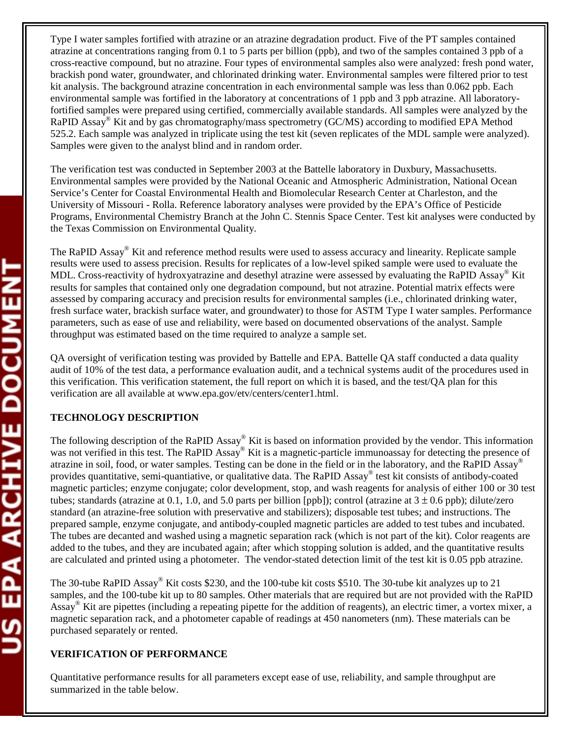Type I water samples fortified with atrazine or an atrazine degradation product. Five of the PT samples contained atrazine at concentrations ranging from 0.1 to 5 parts per billion (ppb), and two of the samples contained 3 ppb of a cross-reactive compound, but no atrazine. Four types of environmental samples also were analyzed: fresh pond water, brackish pond water, groundwater, and chlorinated drinking water. Environmental samples were filtered prior to test kit analysis. The background atrazine concentration in each environmental sample was less than 0.062 ppb. Each environmental sample was fortified in the laboratory at concentrations of 1 ppb and 3 ppb atrazine. All laboratory-fortified samples were prepared using certified, commercially available standards. All samples were analyzed by the RaPID Assay® Kit and by gas chromatography/mass spectrometry (GC/MS) according to modified EPA Method 525.2. Each sample was analyzed in triplicate using the test kit (seven replicates of the MDL sample were analyzed). Samples were given to the analyst blind and in random order.

The verification test was conducted in September 2003 at the Battelle laboratory in Duxbury, Massachusetts. Environmental samples were provided by the National Oceanic and Atmospheric Administration, National Ocean Service's Center for Coastal Environmental Health and Biomolecular Research Center at Charleston, and the University of Missouri - Rolla. Reference laboratory analyses were provided by the EPA's Office of Pesticide Programs, Environmental Chemistry Branch at the John C. Stennis Space Center. Test kit analyses were conducted by the Texas Commission on Environmental Quality.

The RaPID Assay® Kit and reference method results were used to assess accuracy and linearity. Replicate sample results were used to assess precision. Results for replicates of a low-level spiked sample were used to evaluate the MDL. Cross-reactivity of hydroxyatrazine and desethyl atrazine were assessed by evaluating the RaPID Assay® Kit results for samples that contained only one degradation compound, but not atrazine. Potential matrix effects were assessed by comparing accuracy and precision results for environmental samples (i.e., chlorinated drinking water, fresh surface water, brackish surface water, and groundwater) to those for ASTM Type I water samples. Performance parameters, such as ease of use and reliability, were based on documented observations of the analyst. Sample throughput was estimated based on the time required to analyze a sample set.

QA oversight of verification testing was provided by Battelle and EPA. Battelle QA staff conducted a data quality audit of 10% of the test data, a performance evaluation audit, and a technical systems audit of the procedures used in this verification. This verification statement, the full report on which it is based, and the test/QA plan for this verification are all available at www.epa.gov/etv/centers/center1.html.

**TECHNOLOGY DESCRIPTION**

The following description of the RaPID Assay® Kit is based on information provided by the vendor. This information was not verified in this test. The RaPID Assay® Kit is a magnetic-particle immunoassay for detecting the presence of atrazine in soil, food, or water samples. Testing can be done in the field or in the laboratory, and the RaPID Assay® provides quantitative, semi-quantiative, or qualitative data. The RaPID Assay® test kit consists of antibody-coated magnetic particles; enzyme conjugate; color development, stop, and wash reagents for analysis of either 100 or 30 test tubes; standards (atrazine at 0.1, 1.0, and 5.0 parts per billion [ppb]); control (atrazine at $3 \pm 0.6$ ppb); dilute/zero standard (an atrazine-free solution with preservative and stabilizers); disposable test tubes; and instructions. The prepared sample, enzyme conjugate, and antibody-coupled magnetic particles are added to test tubes and incubated. The tubes are decanted and washed using a magnetic separation rack (which is not part of the kit). Color reagents are added to the tubes, and they are incubated again; after which stopping solution is added, and the quantitative results are calculated and printed using a photometer. The vendor-stated detection limit of the test kit is 0.05 ppb atrazine.

The 30-tube RaPID Assay® Kit costs $230, and the 100-tube kit costs $510. The 30-tube kit analyzes up to 21 samples, and the 100-tube kit up to 80 samples. Other materials that are required but are not provided with the RaPID Assay® Kit are pipettes (including a repeating pipette for the addition of reagents), an electric timer, a vortex mixer, a magnetic separation rack, and a photometer capable of readings at 450 nanometers (nm). These materials can be purchased separately or rented.

**VERIFICATION OF PERFORMANCE**

Quantitative performance results for all parameters except ease of use, reliability, and sample throughput are summarized in the table below.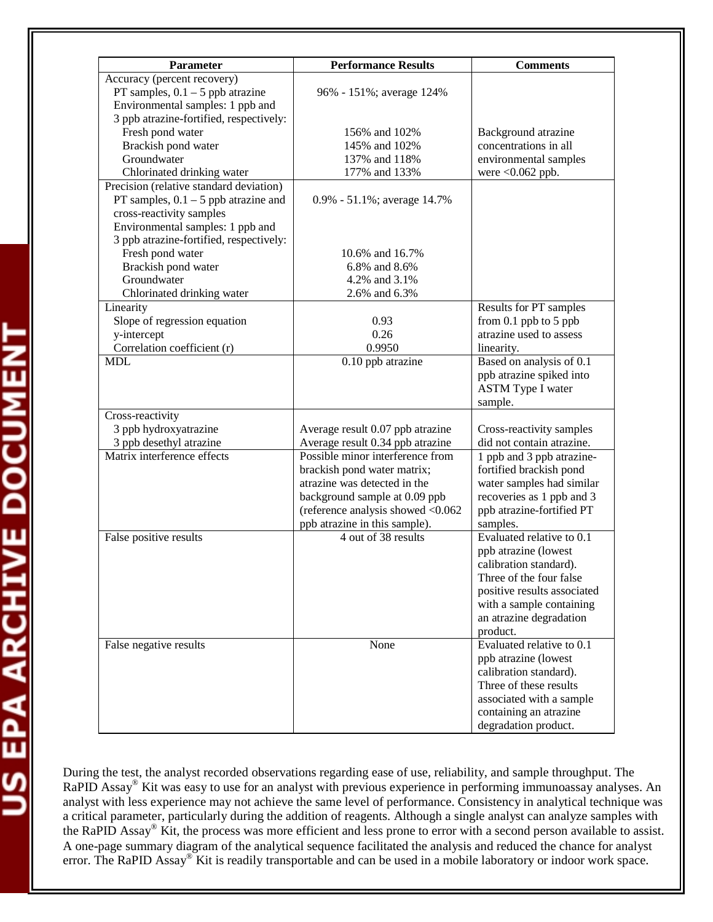| Parameter | Performance Results | Comments |
|---|---|---|
| Accuracy (percent recovery) | | |
| PT samples, 0.1 – 5 ppb atrazine | 96% - 151%; average 124% | |
| Environmental samples: 1 ppb and 3 ppb atrazine-fortified, respectively: | | |
| Fresh pond water | 156% and 102% | Background atrazine concentrations in all environmental samples were <0.062 ppb. |
| Brackish pond water | 145% and 102% | |
| Groundwater | 137% and 118% | |
| Chlorinated drinking water | 177% and 133% | |
| Precision (relative standard deviation) | | |
| PT samples, 0.1 – 5 ppb atrazine and cross-reactivity samples | 0.9% - 51.1%; average 14.7% | |
| Environmental samples: 1 ppb and 3 ppb atrazine-fortified, respectively: | | |
| Fresh pond water | 10.6% and 16.7% | |
| Brackish pond water | 6.8% and 8.6% | |
| Groundwater | 4.2% and 3.1% | |
| Chlorinated drinking water | 2.6% and 6.3% | |
| Linearity | | Results for PT samples from 0.1 ppb to 5 ppb atrazine used to assess linearity. |
| Slope of regression equation | 0.93 | |
| y-intercept | 0.26 | |
| Correlation coefficient (r) | 0.9950 | |
| MDL | 0.10 ppb atrazine | Based on analysis of 0.1 ppb atrazine spiked into ASTM Type I water sample. |
| Cross-reactivity | | |
| 3 ppb hydroxyatrazine | Average result 0.07 ppb atrazine | Cross-reactivity samples did not contain atrazine. |
| 3 ppb desethyl atrazine | Average result 0.34 ppb atrazine | |
| Matrix interference effects | Possible minor interference from brackish pond water matrix; atrazine was detected in the background sample at 0.09 ppb (reference analysis showed <0.062 ppb atrazine in this sample). | 1 ppb and 3 ppb atrazine-fortified brackish pond water samples had similar recoveries as 1 ppb and 3 ppb atrazine-fortified PT samples. |
| False positive results | 4 out of 38 results | Evaluated relative to 0.1 ppb atrazine (lowest calibration standard). Three of the four false positive results associated with a sample containing an atrazine degradation product. |
| False negative results | None | Evaluated relative to 0.1 ppb atrazine (lowest calibration standard). Three of these results associated with a sample containing an atrazine degradation product. |

During the test, the analyst recorded observations regarding ease of use, reliability, and sample throughput. The RaPID Assay® Kit was easy to use for an analyst with previous experience in performing immunoassay analyses. An analyst with less experience may not achieve the same level of performance. Consistency in analytical technique was a critical parameter, particularly during the addition of reagents. Although a single analyst can analyze samples with the RaPID Assay® Kit, the process was more efficient and less prone to error with a second person available to assist. A one-page summary diagram of the analytical sequence facilitated the analysis and reduced the chance for analyst error. The RaPID Assay® Kit is readily transportable and can be used in a mobile laboratory or indoor work space.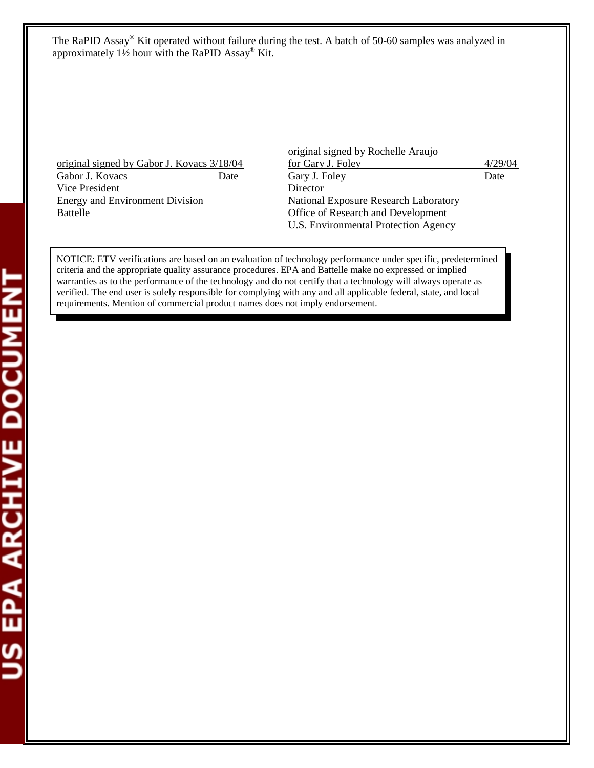The RaPID Assay® Kit operated without failure during the test. A batch of 50-60 samples was analyzed in approximately 1½ hour with the RaPID Assay® Kit.

original signed by Gabor J. Kovacs 3/18/04
Gabor J. Kovacs Date
Vice President
Energy and Environment Division
Battelle

original signed by Rochelle Araujo
for Gary J. Foley 4/29/04
Gary J. Foley Date
Director
National Exposure Research Laboratory
Office of Research and Development
U.S. Environmental Protection Agency

NOTICE: ETV verifications are based on an evaluation of technology performance under specific, predetermined criteria and the appropriate quality assurance procedures. EPA and Battelle make no expressed or implied warranties as to the performance of the technology and do not certify that a technology will always operate as verified. The end user is solely responsible for complying with any and all applicable federal, state, and local requirements. Mention of commercial product names does not imply endorsement.